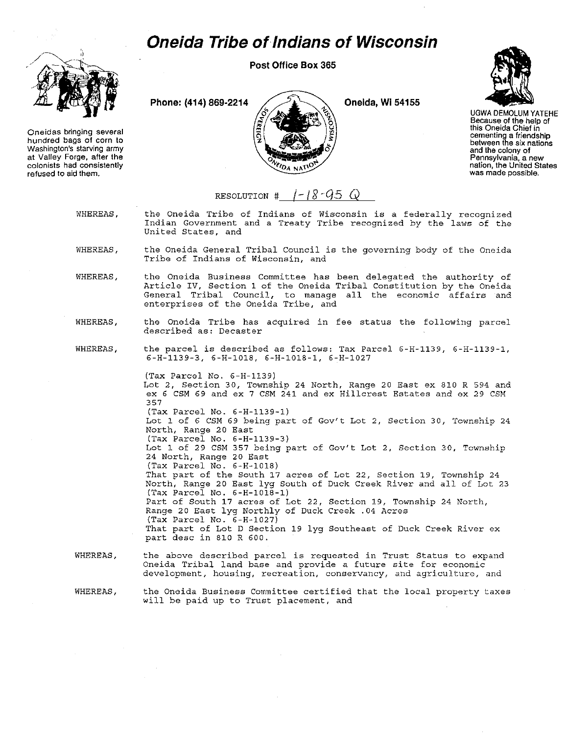# Oneida Tribe of Indians of Wisconsin

**Post Office Box 365**

**Phone: (414) 869-2214** **Oneida, Wi 54155**

Oneidas bringing several hundred bags of corn to Washington's starving army at Valley Forge, after the colonists had consistently refused to aid them.

UGWA DEMOLUM YATEHE Because of the help of this Oneida Chief in cementing a friendship between the six nations and the colony of Pennsylvania, a new nation, the United States was made possible.

RESOLUTION # 1-18-95 Q

WHEREAS, the Oneida Tribe of Indians of Wisconsin is a federally recognized Indian Government and a Treaty Tribe recognized by the laws of the United States, and

WHEREAS, the Oneida General Tribal Council is the governing body of the Oneida Tribe of Indians of Wisconsin, and

WHEREAS, the Oneida Business Committee has been delegated the authority of Article IV, Section 1 of the Oneida Tribal Constitution by the Oneida General Tribal Council, to manage all the economic affairs and enterprises of the Oneida Tribe, and

WHEREAS, the Oneida Tribe has acquired in fee status the following parcel described as: Decaster

WHEREAS, the parcel is described as follows: Tax Parcel 6-H-1139, 6-H-1139-1, 6-H-1139-3, 6-H-1018, 6-H-1018-1, 6-H-1027

(Tax Parcel No. 6-H-1139)
Lot 2, Section 30, Township 24 North, Range 20 East ex 810 R 594 and ex 6 CSM 69 and ex 7 CSM 241 and ex Hillcrest Estates and ex 29 CSM 357
(Tax Parcel No. 6-H-1139-1)
Lot 1 of 6 CSM 69 being part of Gov't Lot 2, Section 30, Township 24 North, Range 20 East
(Tax Parcel No. 6-H-1139-3)
Lot 1 of 29 CSM 357 being part of Gov't Lot 2, Section 30, Township 24 North, Range 20 East
(Tax Parcel No. 6-H-1018)
That part of the South 17 acres of Lot 22, Section 19, Township 24 North, Range 20 East lyg South of Duck Creek River and all of Lot 23
(Tax Parcel No. 6-H-1018-1)
Part of South 17 acres of Lot 22, Section 19, Township 24 North, Range 20 East lyg Northly of Duck Creek .04 Acres
(Tax Parcel No. 6-H-1027)
That part of Lot D Section 19 lyg Southeast of Duck Creek River ex part desc in 810 R 600.

WHEREAS, the above described parcel is requested in Trust Status to expand Oneida Tribal land base and provide a future site for economic development, housing, recreation, conservancy, and agriculture, and

WHEREAS, the Oneida Business Committee certified that the local property taxes will be paid up to Trust placement, and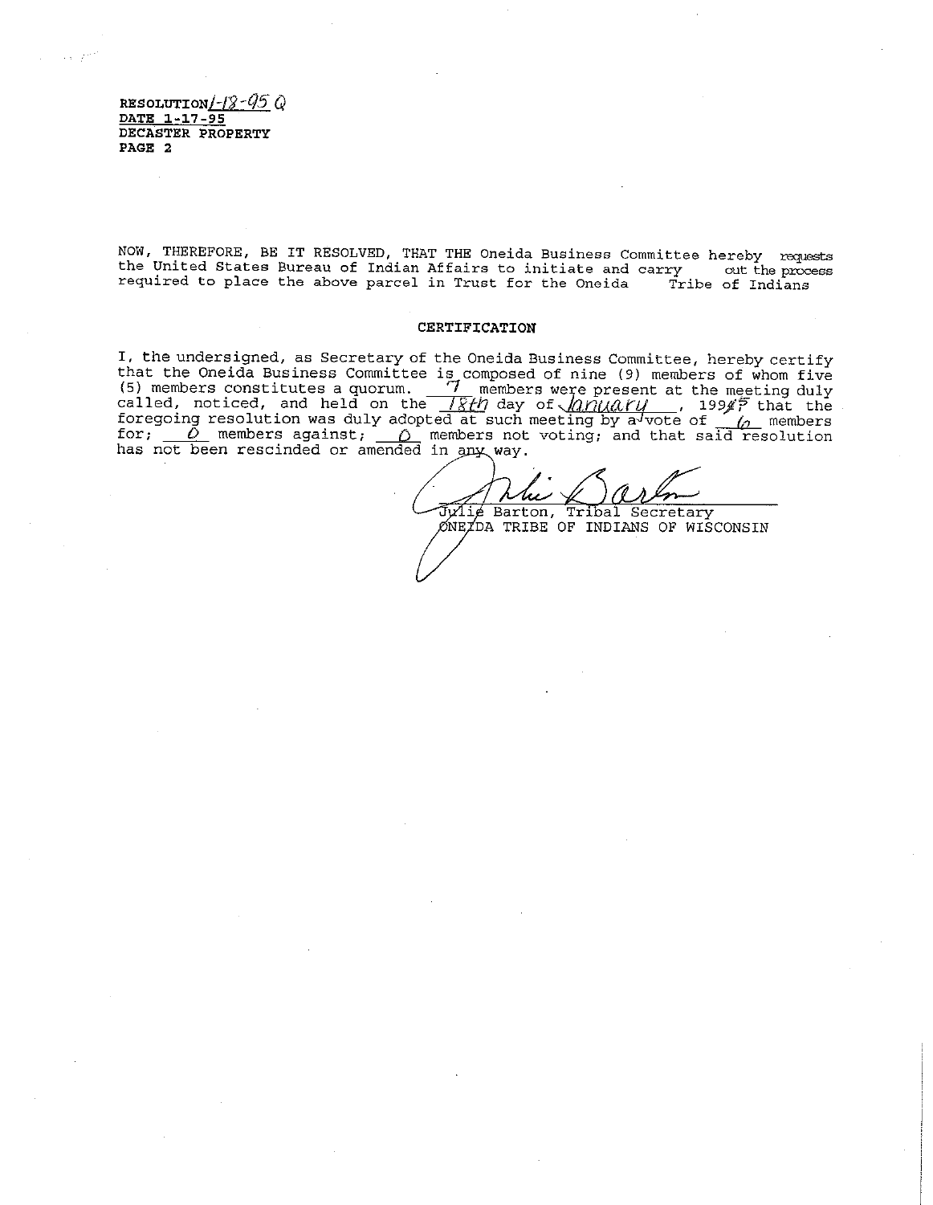RESOLUTION 1-18-95 Q
DATE 1-17-95
DECASTER PROPERTY
PAGE 2

NOW, THEREFORE, BE IT RESOLVED, THAT THE Oneida Business Committee hereby requests the United States Bureau of Indian Affairs to initiate and carry out the process required to place the above parcel in Trust for the Oneida Tribe of Indians

**CERTIFICATION**

I, the undersigned, as Secretary of the Oneida Business Committee, hereby certify that the Oneida Business Committee is composed of nine (9) members of whom five (5) members constitutes a quorum. 7 members were present at the meeting duly called, noticed, and held on the 18th day of January, 1995 that the foregoing resolution was duly adopted at such meeting by a vote of 6 members for; 0 members against; 0 members not voting; and that said resolution has not been rescinded or amended in any way.

Julie Barton, Tribal Secretary
ONEIDA TRIBE OF INDIANS OF WISCONSIN